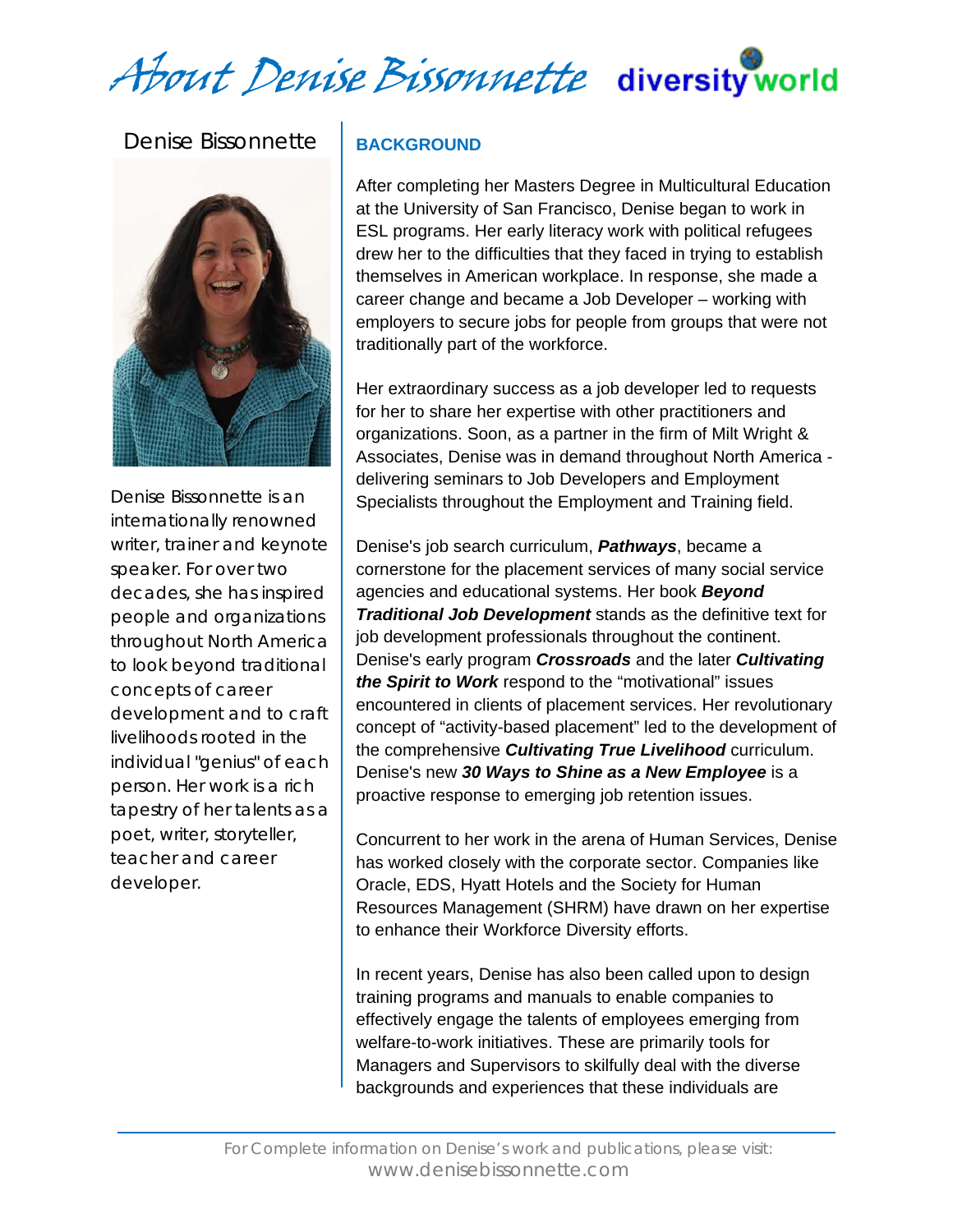# About Denise Bissonnette

diversity world

## Denise Bissonnette

Denise Bissonnette is an internationally renowned writer, trainer and keynote speaker. For over two decades, she has inspired people and organizations throughout North America to look beyond traditional concepts of career development and to craft livelihoods rooted in the individual "genius" of each person. Her work is a rich tapestry of her talents as a poet, writer, storyteller, teacher and career developer.

### BACKGROUND

After completing her Masters Degree in Multicultural Education at the University of San Francisco, Denise began to work in ESL programs. Her early literacy work with political refugees drew her to the difficulties that they faced in trying to establish themselves in American workplace. In response, she made a career change and became a Job Developer – working with employers to secure jobs for people from groups that were not traditionally part of the workforce.

Her extraordinary success as a job developer led to requests for her to share her expertise with other practitioners and organizations. Soon, as a partner in the firm of Milt Wright & Associates, Denise was in demand throughout North America - delivering seminars to Job Developers and Employment Specialists throughout the Employment and Training field.

Denise's job search curriculum, ***Pathways***, became a cornerstone for the placement services of many social service agencies and educational systems. Her book ***Beyond Traditional Job Development*** stands as the definitive text for job development professionals throughout the continent. Denise's early program ***Crossroads*** and the later ***Cultivating the Spirit to Work*** respond to the "motivational" issues encountered in clients of placement services. Her revolutionary concept of "activity-based placement" led to the development of the comprehensive ***Cultivating True Livelihood*** curriculum. Denise's new ***30 Ways to Shine as a New Employee*** is a proactive response to emerging job retention issues.

Concurrent to her work in the arena of Human Services, Denise has worked closely with the corporate sector. Companies like Oracle, EDS, Hyatt Hotels and the Society for Human Resources Management (SHRM) have drawn on her expertise to enhance their Workforce Diversity efforts.

In recent years, Denise has also been called upon to design training programs and manuals to enable companies to effectively engage the talents of employees emerging from welfare-to-work initiatives. These are primarily tools for Managers and Supervisors to skilfully deal with the diverse backgrounds and experiences that these individuals are

For Complete information on Denise's work and publications, please visit: www.denisebissonnette.com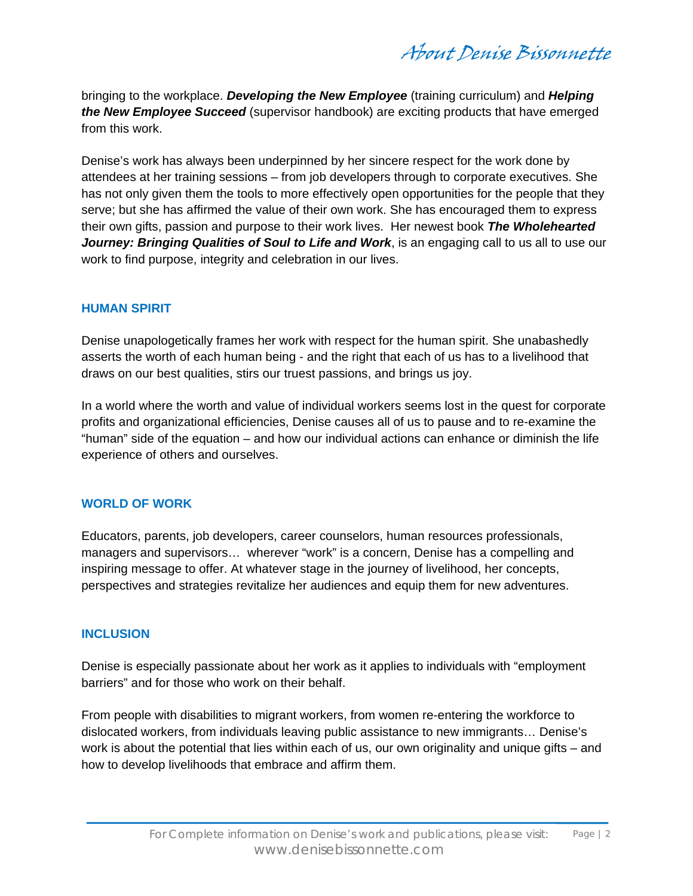bringing to the workplace. ***Developing the New Employee*** (training curriculum) and ***Helping the New Employee Succeed*** (supervisor handbook) are exciting products that have emerged from this work.

Denise's work has always been underpinned by her sincere respect for the work done by attendees at her training sessions – from job developers through to corporate executives. She has not only given them the tools to more effectively open opportunities for the people that they serve; but she has affirmed the value of their own work. She has encouraged them to express their own gifts, passion and purpose to their work lives. Her newest book ***The Wholehearted Journey: Bringing Qualities of Soul to Life and Work***, is an engaging call to us all to use our work to find purpose, integrity and celebration in our lives.

## HUMAN SPIRIT

Denise unapologetically frames her work with respect for the human spirit. She unabashedly asserts the worth of each human being - and the right that each of us has to a livelihood that draws on our best qualities, stirs our truest passions, and brings us joy.

In a world where the worth and value of individual workers seems lost in the quest for corporate profits and organizational efficiencies, Denise causes all of us to pause and to re-examine the "human" side of the equation – and how our individual actions can enhance or diminish the life experience of others and ourselves.

## WORLD OF WORK

Educators, parents, job developers, career counselors, human resources professionals, managers and supervisors… wherever "work" is a concern, Denise has a compelling and inspiring message to offer. At whatever stage in the journey of livelihood, her concepts, perspectives and strategies revitalize her audiences and equip them for new adventures.

## INCLUSION

Denise is especially passionate about her work as it applies to individuals with "employment barriers" and for those who work on their behalf.

From people with disabilities to migrant workers, from women re-entering the workforce to dislocated workers, from individuals leaving public assistance to new immigrants… Denise's work is about the potential that lies within each of us, our own originality and unique gifts – and how to develop livelihoods that embrace and affirm them.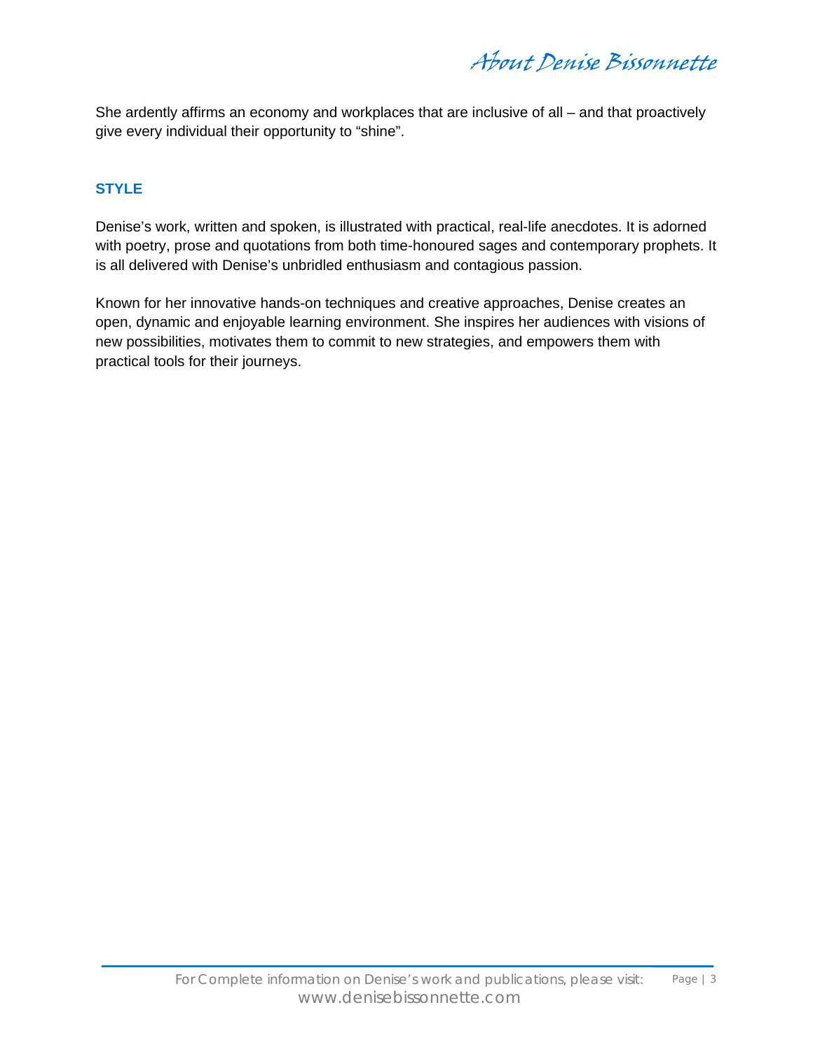She ardently affirms an economy and workplaces that are inclusive of all – and that proactively give every individual their opportunity to "shine".

## STYLE

Denise's work, written and spoken, is illustrated with practical, real-life anecdotes. It is adorned with poetry, prose and quotations from both time-honoured sages and contemporary prophets. It is all delivered with Denise's unbridled enthusiasm and contagious passion.

Known for her innovative hands-on techniques and creative approaches, Denise creates an open, dynamic and enjoyable learning environment. She inspires her audiences with visions of new possibilities, motivates them to commit to new strategies, and empowers them with practical tools for their journeys.